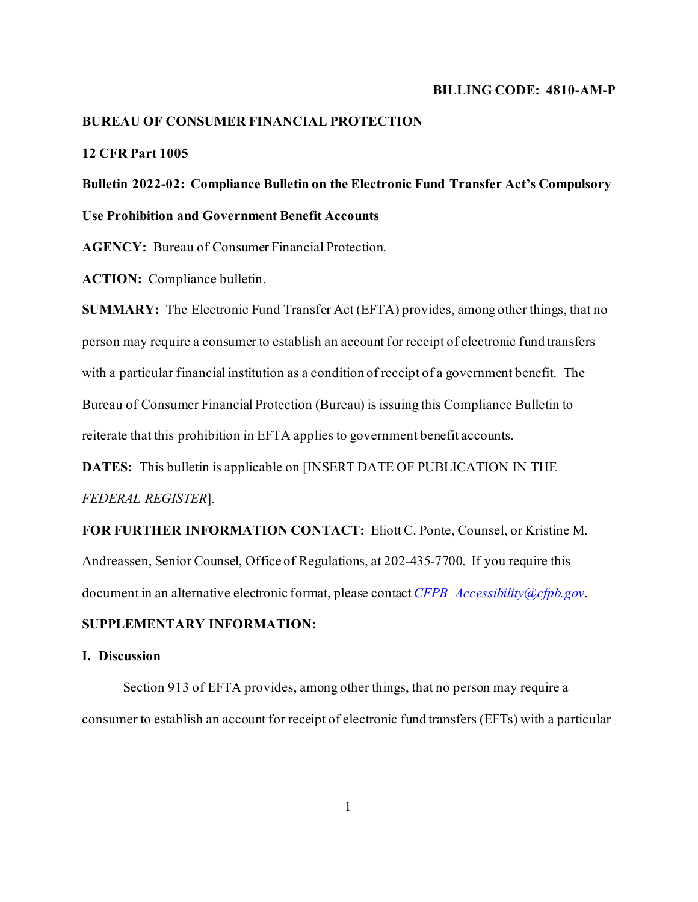**BILLING CODE: 4810-AM-P**

**BUREAU OF CONSUMER FINANCIAL PROTECTION**

**12 CFR Part 1005**

**Bulletin 2022-02: Compliance Bulletin on the Electronic Fund Transfer Act's Compulsory Use Prohibition and Government Benefit Accounts**

**AGENCY:** Bureau of Consumer Financial Protection.

**ACTION:** Compliance bulletin.

**SUMMARY:** The Electronic Fund Transfer Act (EFTA) provides, among other things, that no person may require a consumer to establish an account for receipt of electronic fund transfers with a particular financial institution as a condition of receipt of a government benefit. The Bureau of Consumer Financial Protection (Bureau) is issuing this Compliance Bulletin to reiterate that this prohibition in EFTA applies to government benefit accounts.

**DATES:** This bulletin is applicable on [INSERT DATE OF PUBLICATION IN THE *FEDERAL REGISTER*].

**FOR FURTHER INFORMATION CONTACT:** Eliott C. Ponte, Counsel, or Kristine M. Andreassen, Senior Counsel, Office of Regulations, at 202-435-7700. If you require this document in an alternative electronic format, please contact *CFPB_Accessibility@cfpb.gov*.

**SUPPLEMENTARY INFORMATION:**

**I. Discussion**

Section 913 of EFTA provides, among other things, that no person may require a consumer to establish an account for receipt of electronic fund transfers (EFTs) with a particular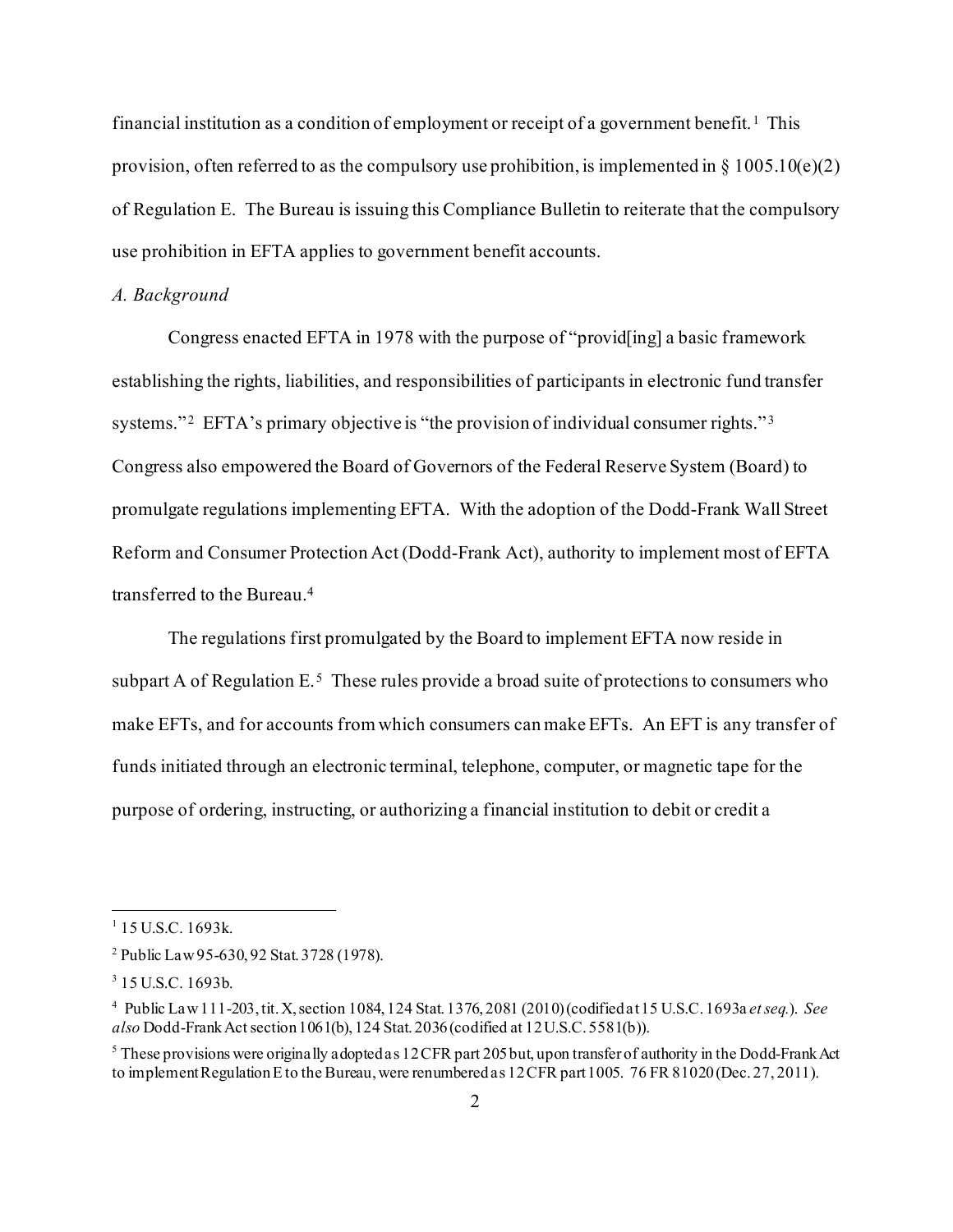financial institution as a condition of employment or receipt of a government benefit.[1] This provision, often referred to as the compulsory use prohibition, is implemented in § 1005.10(e)(2) of Regulation E. The Bureau is issuing this Compliance Bulletin to reiterate that the compulsory use prohibition in EFTA applies to government benefit accounts.

*A. Background*

Congress enacted EFTA in 1978 with the purpose of "provid[ing] a basic framework establishing the rights, liabilities, and responsibilities of participants in electronic fund transfer systems."[2] EFTA's primary objective is "the provision of individual consumer rights."[3] Congress also empowered the Board of Governors of the Federal Reserve System (Board) to promulgate regulations implementing EFTA. With the adoption of the Dodd-Frank Wall Street Reform and Consumer Protection Act (Dodd-Frank Act), authority to implement most of EFTA transferred to the Bureau.[4]

The regulations first promulgated by the Board to implement EFTA now reside in subpart A of Regulation E.[5] These rules provide a broad suite of protections to consumers who make EFTs, and for accounts from which consumers can make EFTs. An EFT is any transfer of funds initiated through an electronic terminal, telephone, computer, or magnetic tape for the purpose of ordering, instructing, or authorizing a financial institution to debit or credit a

---

[1] 15 U.S.C. 1693k.

[2] Public Law 95-630, 92 Stat. 3728 (1978).

[3] 15 U.S.C. 1693b.

[4] Public Law 111-203, tit. X, section 1084, 124 Stat. 1376, 2081 (2010) (codified at 15 U.S.C. 1693a *et seq.*). *See also* Dodd-Frank Act section 1061(b), 124 Stat. 2036 (codified at 12 U.S.C. 5581(b)).

[5] These provisions were originally adopted as 12 CFR part 205 but, upon transfer of authority in the Dodd-Frank Act to implement Regulation E to the Bureau, were renumbered as 12 CFR part 1005. 76 FR 81020 (Dec. 27, 2011).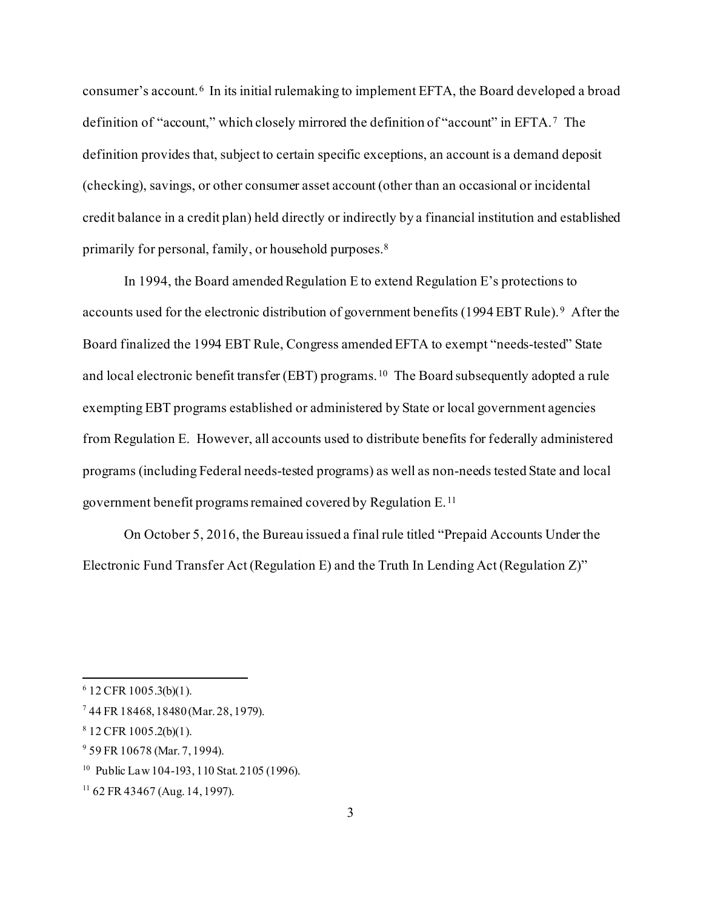consumer's account.[6] In its initial rulemaking to implement EFTA, the Board developed a broad definition of "account," which closely mirrored the definition of "account" in EFTA.[7] The definition provides that, subject to certain specific exceptions, an account is a demand deposit (checking), savings, or other consumer asset account (other than an occasional or incidental credit balance in a credit plan) held directly or indirectly by a financial institution and established primarily for personal, family, or household purposes.[8]

In 1994, the Board amended Regulation E to extend Regulation E's protections to accounts used for the electronic distribution of government benefits (1994 EBT Rule).[9] After the Board finalized the 1994 EBT Rule, Congress amended EFTA to exempt "needs-tested" State and local electronic benefit transfer (EBT) programs.[10] The Board subsequently adopted a rule exempting EBT programs established or administered by State or local government agencies from Regulation E. However, all accounts used to distribute benefits for federally administered programs (including Federal needs-tested programs) as well as non-needs tested State and local government benefit programs remained covered by Regulation E.[11]

On October 5, 2016, the Bureau issued a final rule titled "Prepaid Accounts Under the Electronic Fund Transfer Act (Regulation E) and the Truth In Lending Act (Regulation Z)"

---

[6] 12 CFR 1005.3(b)(1).

[7] 44 FR 18468, 18480 (Mar. 28, 1979).

[8] 12 CFR 1005.2(b)(1).

[9] 59 FR 10678 (Mar. 7, 1994).

[10] Public Law 104-193, 110 Stat. 2105 (1996).

[11] 62 FR 43467 (Aug. 14, 1997).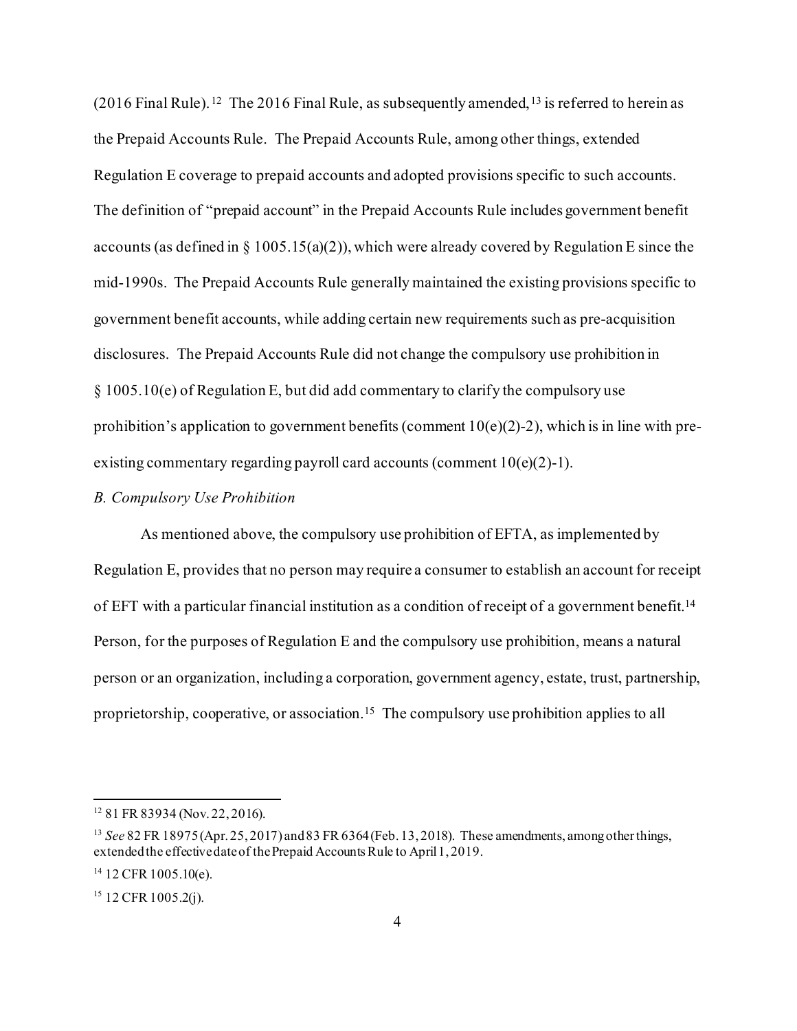(2016 Final Rule).[12] The 2016 Final Rule, as subsequently amended,[13] is referred to herein as the Prepaid Accounts Rule. The Prepaid Accounts Rule, among other things, extended Regulation E coverage to prepaid accounts and adopted provisions specific to such accounts. The definition of "prepaid account" in the Prepaid Accounts Rule includes government benefit accounts (as defined in § 1005.15(a)(2)), which were already covered by Regulation E since the mid-1990s. The Prepaid Accounts Rule generally maintained the existing provisions specific to government benefit accounts, while adding certain new requirements such as pre-acquisition disclosures. The Prepaid Accounts Rule did not change the compulsory use prohibition in § 1005.10(e) of Regulation E, but did add commentary to clarify the compulsory use prohibition's application to government benefits (comment 10(e)(2)-2), which is in line with pre-existing commentary regarding payroll card accounts (comment 10(e)(2)-1).

*B. Compulsory Use Prohibition*

As mentioned above, the compulsory use prohibition of EFTA, as implemented by Regulation E, provides that no person may require a consumer to establish an account for receipt of EFT with a particular financial institution as a condition of receipt of a government benefit.[14] Person, for the purposes of Regulation E and the compulsory use prohibition, means a natural person or an organization, including a corporation, government agency, estate, trust, partnership, proprietorship, cooperative, or association.[15] The compulsory use prohibition applies to all

---

[12] 81 FR 83934 (Nov. 22, 2016).

[13] *See* 82 FR 18975 (Apr. 25, 2017) and 83 FR 6364 (Feb. 13, 2018). These amendments, among other things, extended the effective date of the Prepaid Accounts Rule to April 1, 2019.

[14] 12 CFR 1005.10(e).

[15] 12 CFR 1005.2(j).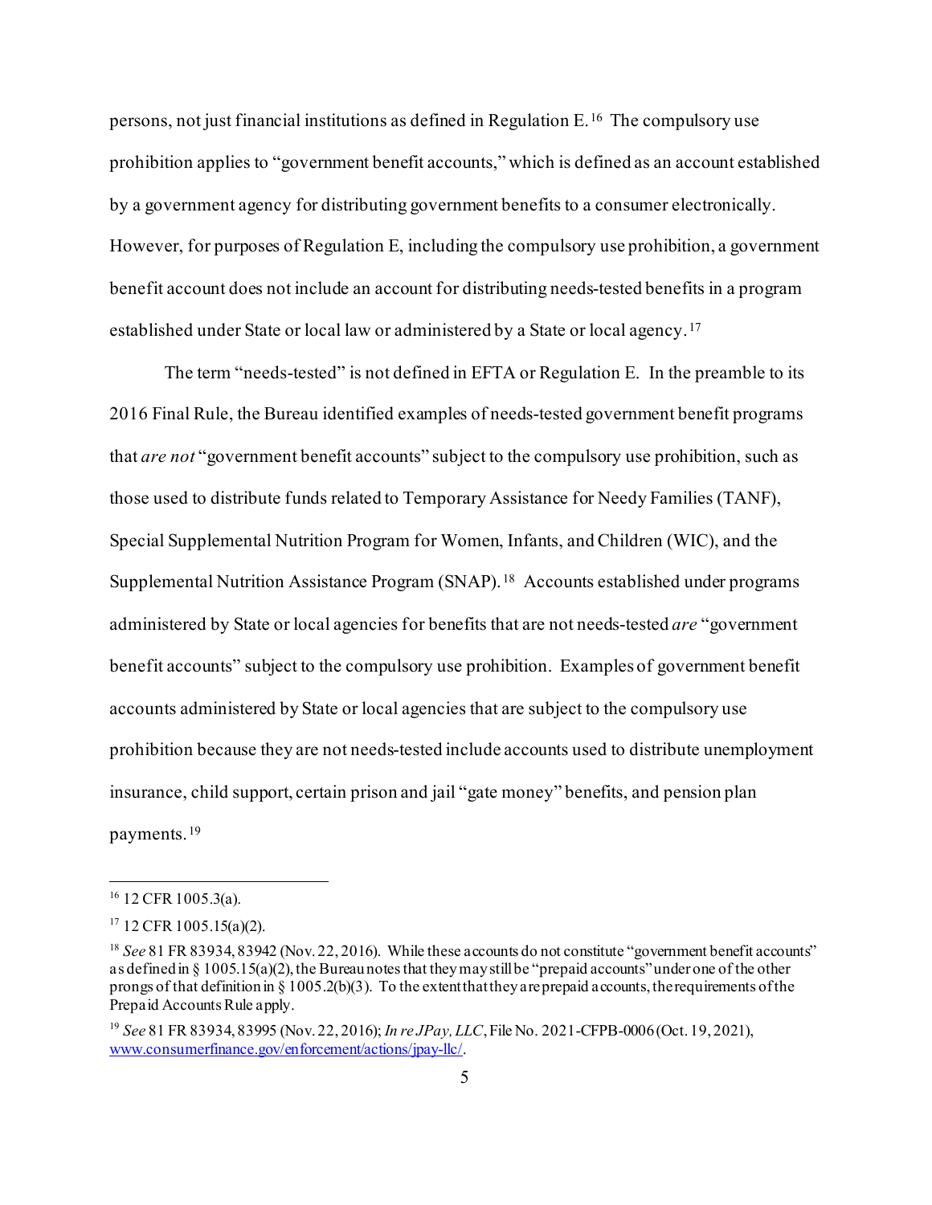persons, not just financial institutions as defined in Regulation E.[16] The compulsory use prohibition applies to "government benefit accounts," which is defined as an account established by a government agency for distributing government benefits to a consumer electronically. However, for purposes of Regulation E, including the compulsory use prohibition, a government benefit account does not include an account for distributing needs-tested benefits in a program established under State or local law or administered by a State or local agency.[17]

The term "needs-tested" is not defined in EFTA or Regulation E. In the preamble to its 2016 Final Rule, the Bureau identified examples of needs-tested government benefit programs that *are not* "government benefit accounts" subject to the compulsory use prohibition, such as those used to distribute funds related to Temporary Assistance for Needy Families (TANF), Special Supplemental Nutrition Program for Women, Infants, and Children (WIC), and the Supplemental Nutrition Assistance Program (SNAP).[18] Accounts established under programs administered by State or local agencies for benefits that are not needs-tested *are* "government benefit accounts" subject to the compulsory use prohibition. Examples of government benefit accounts administered by State or local agencies that are subject to the compulsory use prohibition because they are not needs-tested include accounts used to distribute unemployment insurance, child support, certain prison and jail "gate money" benefits, and pension plan payments.[19]

---

[16] 12 CFR 1005.3(a).

[17] 12 CFR 1005.15(a)(2).

[18] *See* 81 FR 83934, 83942 (Nov. 22, 2016). While these accounts do not constitute "government benefit accounts" as defined in § 1005.15(a)(2), the Bureau notes that they may still be "prepaid accounts" under one of the other prongs of that definition in § 1005.2(b)(3). To the extent that they are prepaid accounts, the requirements of the Prepaid Accounts Rule apply.

[19] *See* 81 FR 83934, 83995 (Nov. 22, 2016); *In re JPay, LLC*, File No. 2021-CFPB-0006 (Oct. 19, 2021), www.consumerfinance.gov/enforcement/actions/jpay-llc/.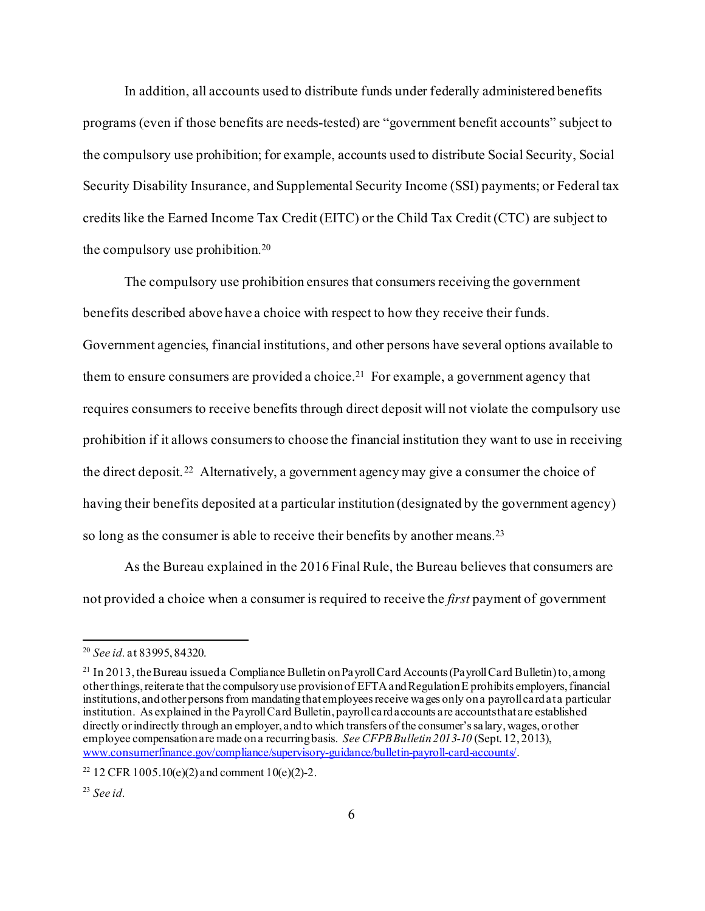In addition, all accounts used to distribute funds under federally administered benefits programs (even if those benefits are needs-tested) are "government benefit accounts" subject to the compulsory use prohibition; for example, accounts used to distribute Social Security, Social Security Disability Insurance, and Supplemental Security Income (SSI) payments; or Federal tax credits like the Earned Income Tax Credit (EITC) or the Child Tax Credit (CTC) are subject to the compulsory use prohibition.[20]

The compulsory use prohibition ensures that consumers receiving the government benefits described above have a choice with respect to how they receive their funds. Government agencies, financial institutions, and other persons have several options available to them to ensure consumers are provided a choice.[21] For example, a government agency that requires consumers to receive benefits through direct deposit will not violate the compulsory use prohibition if it allows consumers to choose the financial institution they want to use in receiving the direct deposit.[22] Alternatively, a government agency may give a consumer the choice of having their benefits deposited at a particular institution (designated by the government agency) so long as the consumer is able to receive their benefits by another means.[23]

As the Bureau explained in the 2016 Final Rule, the Bureau believes that consumers are not provided a choice when a consumer is required to receive the *first* payment of government

---

[20] *See id.* at 83995, 84320.

[21] In 2013, the Bureau issued a Compliance Bulletin on Payroll Card Accounts (Payroll Card Bulletin) to, among other things, reiterate that the compulsory use provision of EFTA and Regulation E prohibits employers, financial institutions, and other persons from mandating that employees receive wages only on a payroll card at a particular institution. As explained in the Payroll Card Bulletin, payroll card accounts are accounts that are established directly or indirectly through an employer, and to which transfers of the consumer's salary, wages, or other employee compensation are made on a recurring basis. *See CFPB Bulletin 2013-10* (Sept. 12, 2013), www.consumerfinance.gov/compliance/supervisory-guidance/bulletin-payroll-card-accounts/.

[22] 12 CFR 1005.10(e)(2) and comment 10(e)(2)-2.

[23] *See id.*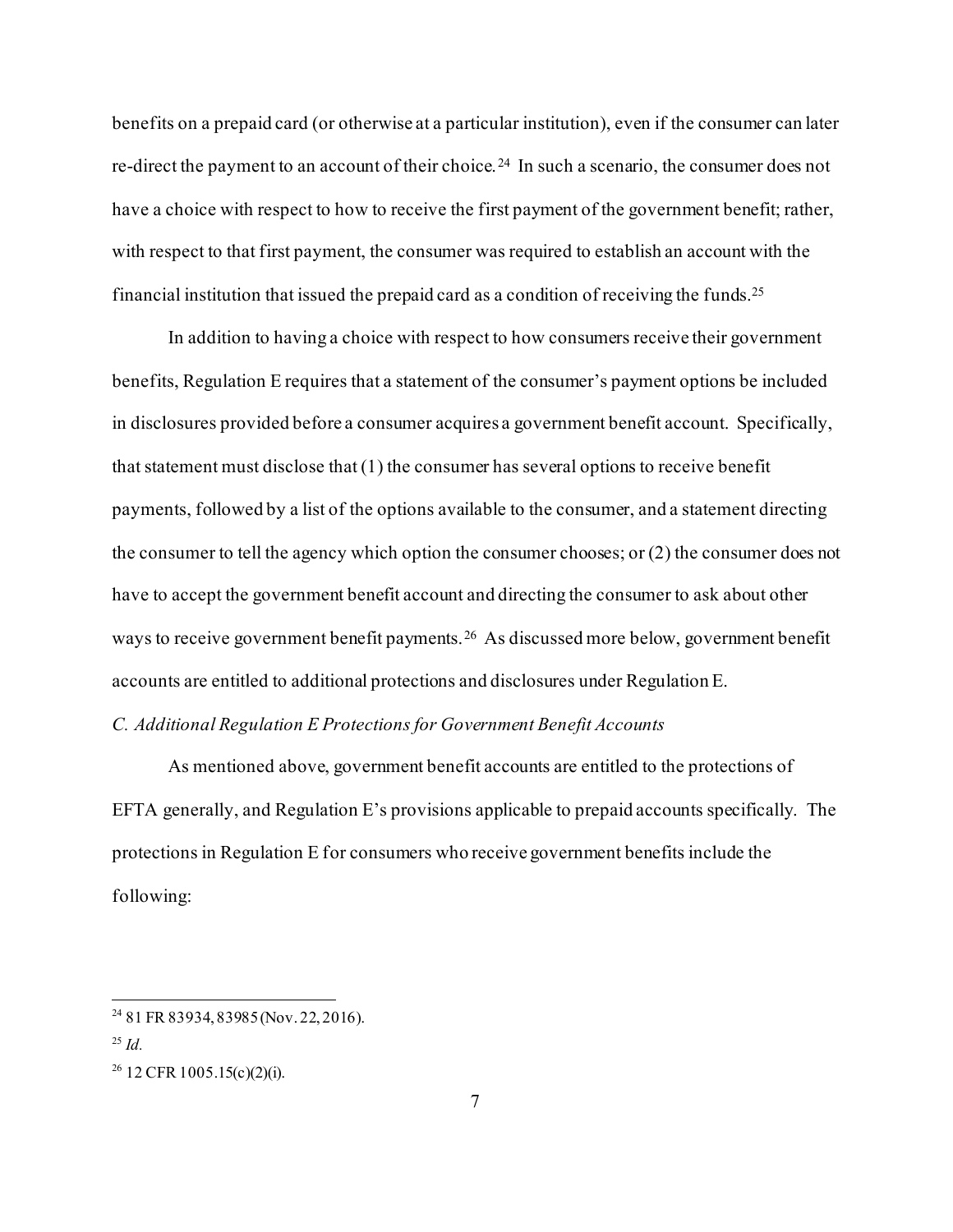benefits on a prepaid card (or otherwise at a particular institution), even if the consumer can later re-direct the payment to an account of their choice.[24] In such a scenario, the consumer does not have a choice with respect to how to receive the first payment of the government benefit; rather, with respect to that first payment, the consumer was required to establish an account with the financial institution that issued the prepaid card as a condition of receiving the funds.[25]

In addition to having a choice with respect to how consumers receive their government benefits, Regulation E requires that a statement of the consumer's payment options be included in disclosures provided before a consumer acquires a government benefit account. Specifically, that statement must disclose that (1) the consumer has several options to receive benefit payments, followed by a list of the options available to the consumer, and a statement directing the consumer to tell the agency which option the consumer chooses; or (2) the consumer does not have to accept the government benefit account and directing the consumer to ask about other ways to receive government benefit payments.[26] As discussed more below, government benefit accounts are entitled to additional protections and disclosures under Regulation E.

*C. Additional Regulation E Protections for Government Benefit Accounts*

As mentioned above, government benefit accounts are entitled to the protections of EFTA generally, and Regulation E's provisions applicable to prepaid accounts specifically. The protections in Regulation E for consumers who receive government benefits include the following:

---

[24] 81 FR 83934, 83985 (Nov. 22, 2016).

[25] *Id.*

[26] 12 CFR 1005.15(c)(2)(i).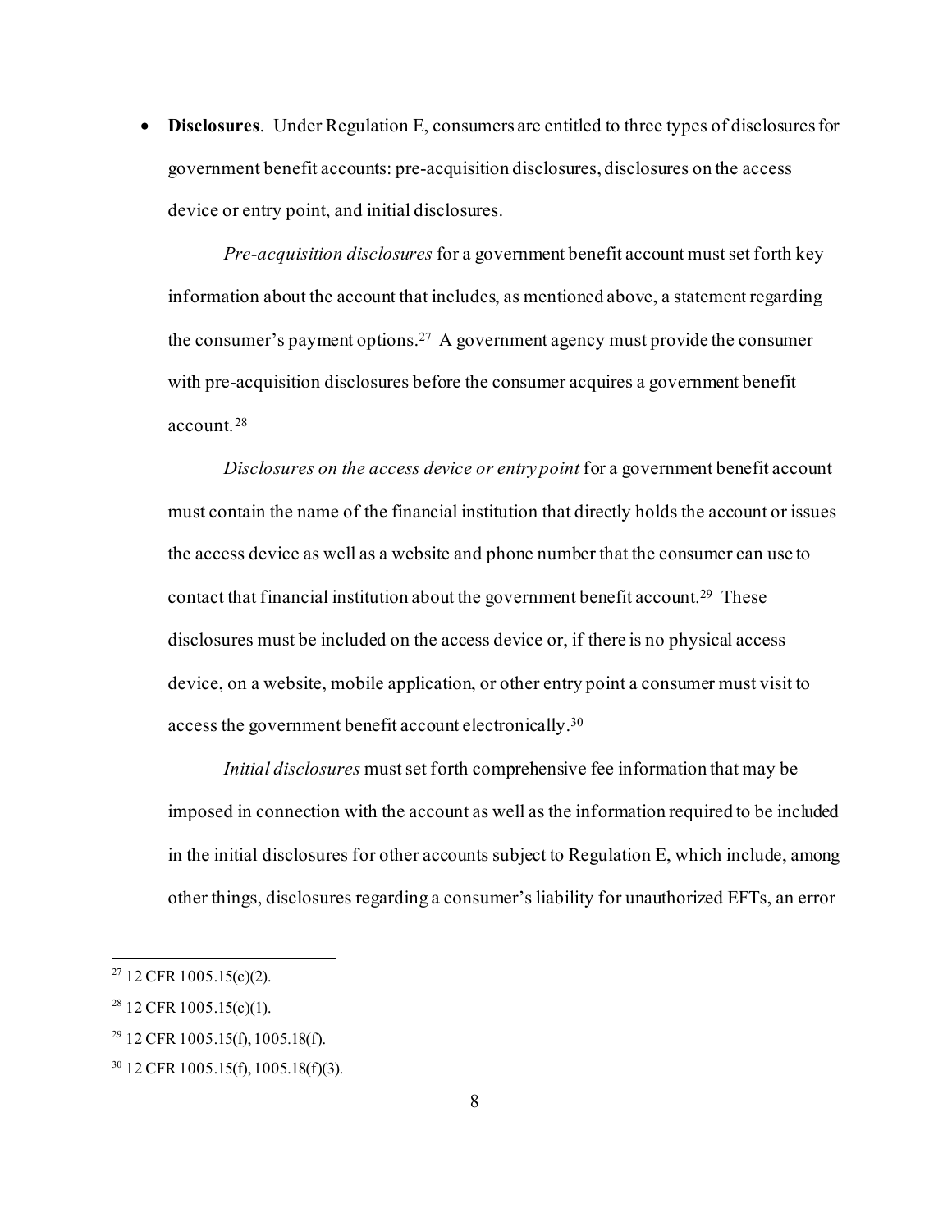- **Disclosures**. Under Regulation E, consumers are entitled to three types of disclosures for government benefit accounts: pre-acquisition disclosures, disclosures on the access device or entry point, and initial disclosures.

  *Pre-acquisition disclosures* for a government benefit account must set forth key information about the account that includes, as mentioned above, a statement regarding the consumer's payment options.[27] A government agency must provide the consumer with pre-acquisition disclosures before the consumer acquires a government benefit account.[28]

  *Disclosures on the access device or entry point* for a government benefit account must contain the name of the financial institution that directly holds the account or issues the access device as well as a website and phone number that the consumer can use to contact that financial institution about the government benefit account.[29] These disclosures must be included on the access device or, if there is no physical access device, on a website, mobile application, or other entry point a consumer must visit to access the government benefit account electronically.[30]

  *Initial disclosures* must set forth comprehensive fee information that may be imposed in connection with the account as well as the information required to be included in the initial disclosures for other accounts subject to Regulation E, which include, among other things, disclosures regarding a consumer's liability for unauthorized EFTs, an error

---

[27] 12 CFR 1005.15(c)(2).

[28] 12 CFR 1005.15(c)(1).

[29] 12 CFR 1005.15(f), 1005.18(f).

[30] 12 CFR 1005.15(f), 1005.18(f)(3).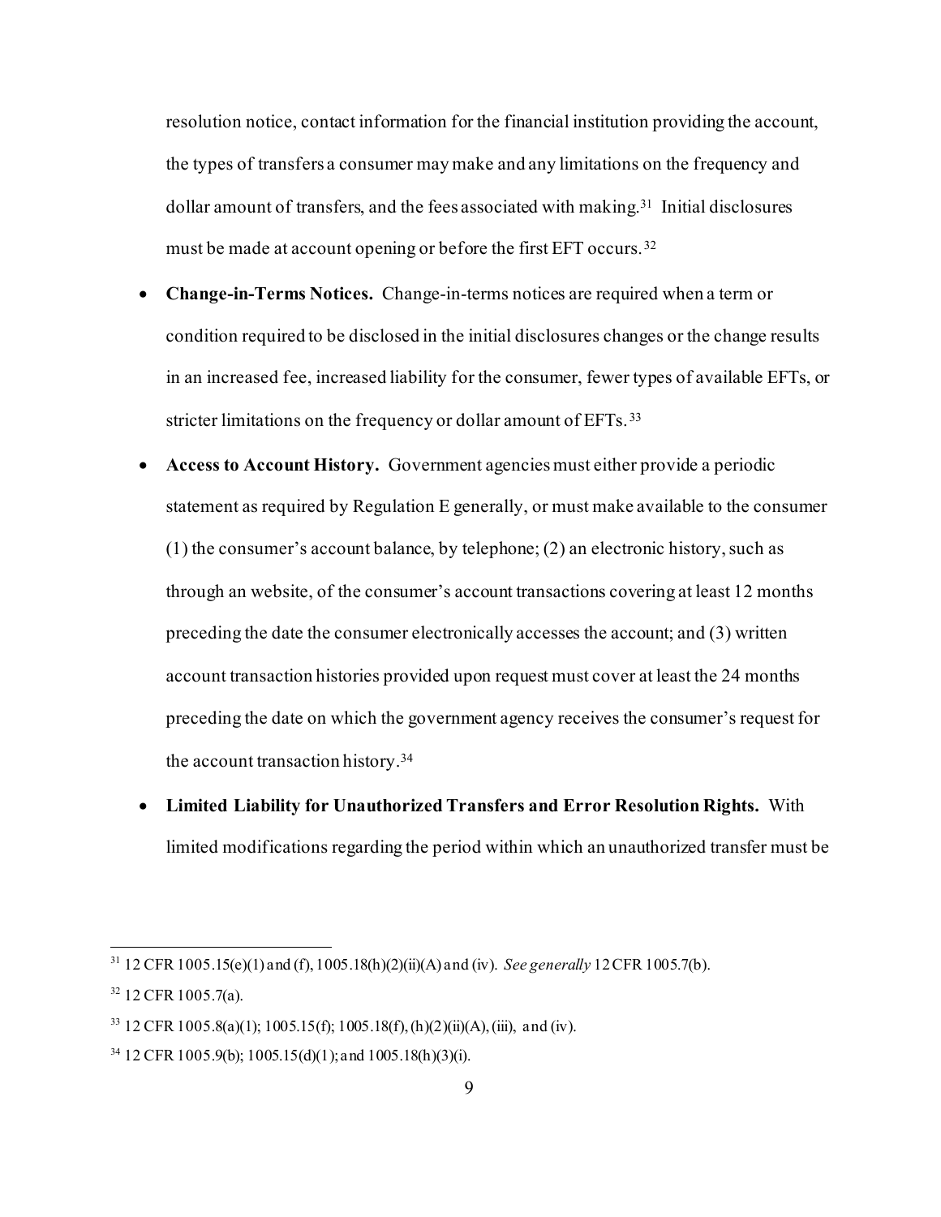resolution notice, contact information for the financial institution providing the account, the types of transfers a consumer may make and any limitations on the frequency and dollar amount of transfers, and the fees associated with making.[31] Initial disclosures must be made at account opening or before the first EFT occurs.[32]

- **Change-in-Terms Notices.** Change-in-terms notices are required when a term or condition required to be disclosed in the initial disclosures changes or the change results in an increased fee, increased liability for the consumer, fewer types of available EFTs, or stricter limitations on the frequency or dollar amount of EFTs.[33]
- **Access to Account History.** Government agencies must either provide a periodic statement as required by Regulation E generally, or must make available to the consumer (1) the consumer's account balance, by telephone; (2) an electronic history, such as through an website, of the consumer's account transactions covering at least 12 months preceding the date the consumer electronically accesses the account; and (3) written account transaction histories provided upon request must cover at least the 24 months preceding the date on which the government agency receives the consumer's request for the account transaction history.[34]
- **Limited Liability for Unauthorized Transfers and Error Resolution Rights.** With limited modifications regarding the period within which an unauthorized transfer must be

---

[31] 12 CFR 1005.15(e)(1) and (f), 1005.18(h)(2)(ii)(A) and (iv). *See generally* 12 CFR 1005.7(b).

[32] 12 CFR 1005.7(a).

[33] 12 CFR 1005.8(a)(1); 1005.15(f); 1005.18(f), (h)(2)(ii)(A), (iii), and (iv).

[34] 12 CFR 1005.9(b); 1005.15(d)(1); and 1005.18(h)(3)(i).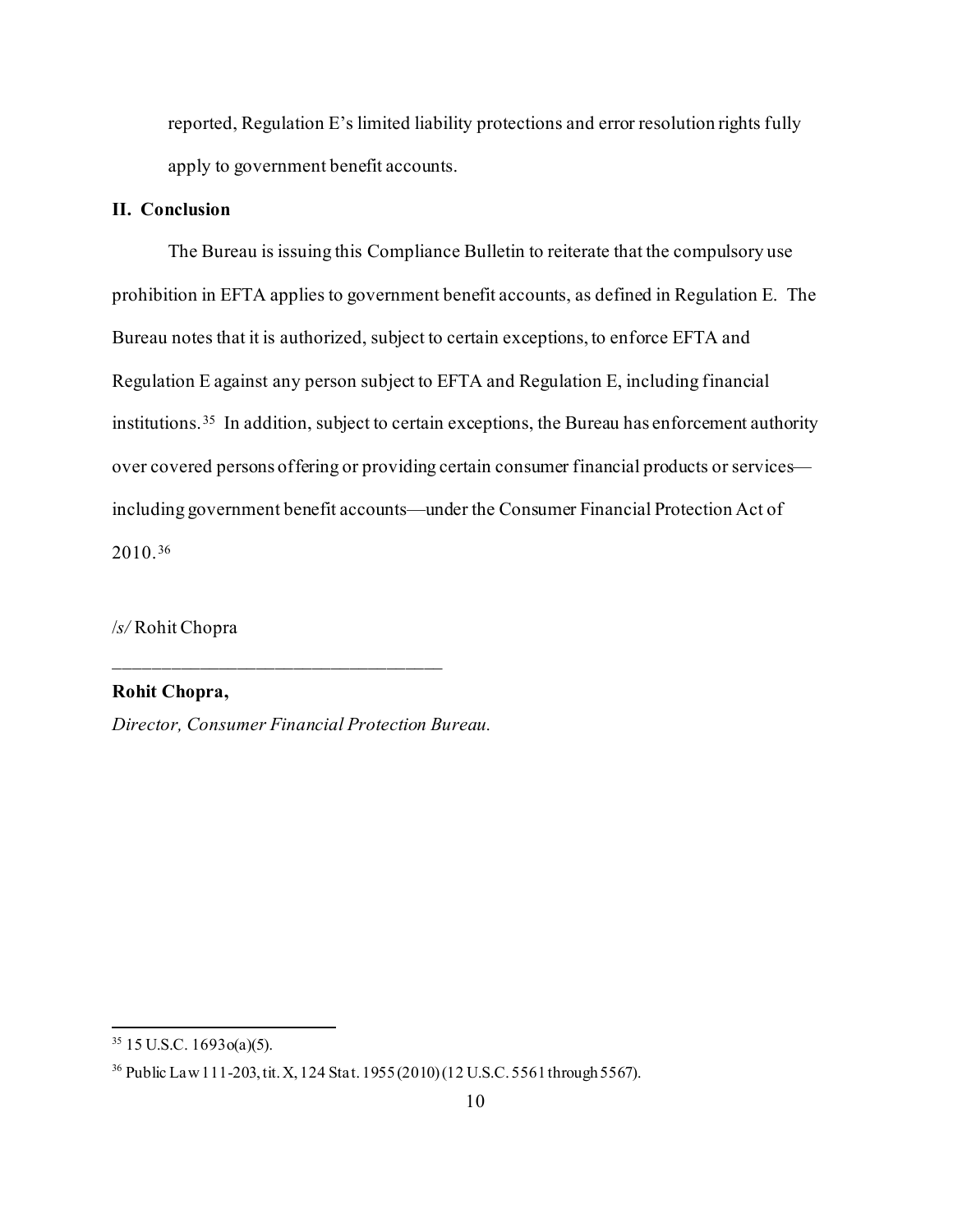reported, Regulation E's limited liability protections and error resolution rights fully apply to government benefit accounts.

## II. Conclusion

The Bureau is issuing this Compliance Bulletin to reiterate that the compulsory use prohibition in EFTA applies to government benefit accounts, as defined in Regulation E. The Bureau notes that it is authorized, subject to certain exceptions, to enforce EFTA and Regulation E against any person subject to EFTA and Regulation E, including financial institutions.[35] In addition, subject to certain exceptions, the Bureau has enforcement authority over covered persons offering or providing certain consumer financial products or services—including government benefit accounts—under the Consumer Financial Protection Act of 2010.[36]

*/s/* Rohit Chopra

\_\_\_\_\_\_\_\_\_\_\_\_\_\_\_\_\_\_\_\_\_\_\_\_\_\_\_\_\_\_\_\_\_\_\_

**Rohit Chopra,**

*Director, Consumer Financial Protection Bureau.*

---

[35] 15 U.S.C. 1693o(a)(5).

[36] Public Law 111-203, tit. X, 124 Stat. 1955 (2010) (12 U.S.C. 5561 through 5567).